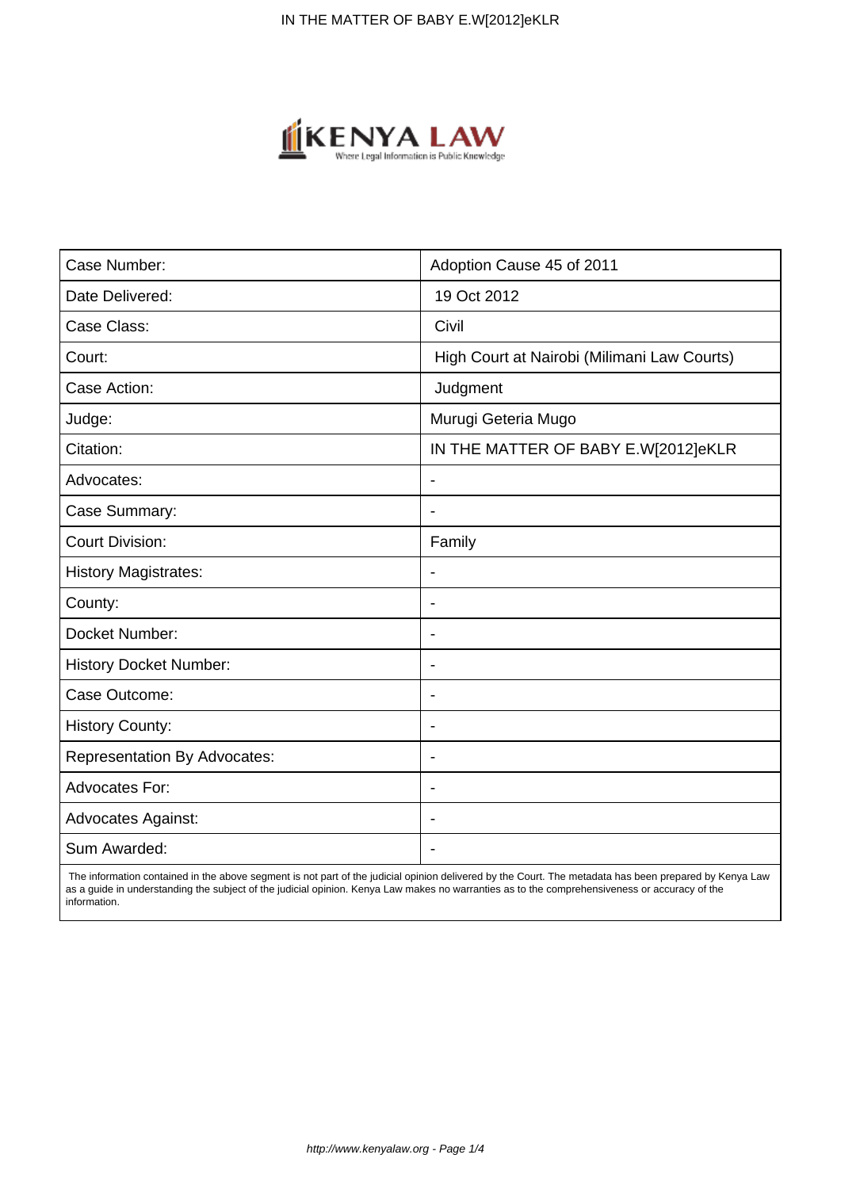| Case Number: | Adoption Cause 45 of 2011 |
| --- | --- |
| Date Delivered: | 19 Oct 2012 |
| Case Class: | Civil |
| Court: | High Court at Nairobi (Milimani Law Courts) |
| Case Action: | Judgment |
| Judge: | Murugi Geteria Mugo |
| Citation: | IN THE MATTER OF BABY E.W[2012]eKLR |
| Advocates: | - |
| Case Summary: | - |
| Court Division: | Family |
| History Magistrates: | - |
| County: | - |
| Docket Number: | - |
| History Docket Number: | - |
| Case Outcome: | - |
| History County: | - |
| Representation By Advocates: | - |
| Advocates For: | - |
| Advocates Against: | - |
| Sum Awarded: | - |

The information contained in the above segment is not part of the judicial opinion delivered by the Court. The metadata has been prepared by Kenya Law as a guide in understanding the subject of the judicial opinion. Kenya Law makes no warranties as to the comprehensiveness or accuracy of the information.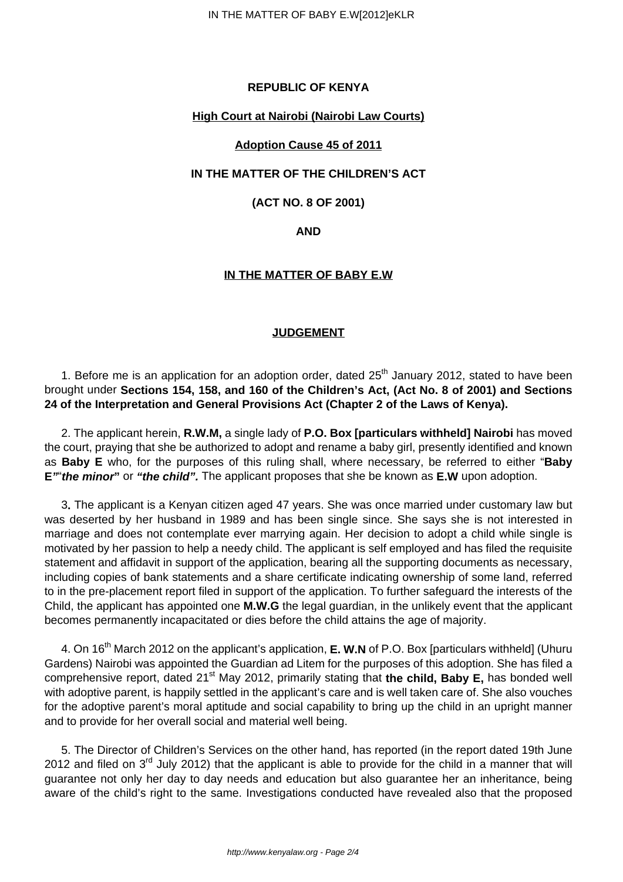**REPUBLIC OF KENYA**

**High Court at Nairobi (Nairobi Law Courts)**

**Adoption Cause 45 of 2011**

**IN THE MATTER OF THE CHILDREN'S ACT**

**(ACT NO. 8 OF 2001)**

**AND**

**IN THE MATTER OF BABY E.W**

**JUDGEMENT**

1. Before me is an application for an adoption order, dated 25th January 2012, stated to have been brought under **Sections 154, 158, and 160 of the Children's Act, (Act No. 8 of 2001) and Sections 24 of the Interpretation and General Provisions Act (Chapter 2 of the Laws of Kenya).**

2. The applicant herein, **R.W.M,** a single lady of **P.O. Box [particulars withheld] Nairobi** has moved the court, praying that she be authorized to adopt and rename a baby girl, presently identified and known as **Baby E** who, for the purposes of this ruling shall, where necessary, be referred to either "**Baby E"**"***the minor***" or ***"the child".*** The applicant proposes that she be known as **E.W** upon adoption.

3**.** The applicant is a Kenyan citizen aged 47 years. She was once married under customary law but was deserted by her husband in 1989 and has been single since. She says she is not interested in marriage and does not contemplate ever marrying again. Her decision to adopt a child while single is motivated by her passion to help a needy child. The applicant is self employed and has filed the requisite statement and affidavit in support of the application, bearing all the supporting documents as necessary, including copies of bank statements and a share certificate indicating ownership of some land, referred to in the pre-placement report filed in support of the application. To further safeguard the interests of the Child, the applicant has appointed one **M.W.G** the legal guardian, in the unlikely event that the applicant becomes permanently incapacitated or dies before the child attains the age of majority.

4. On 16th March 2012 on the applicant's application, **E. W.N** of P.O. Box [particulars withheld] (Uhuru Gardens) Nairobi was appointed the Guardian ad Litem for the purposes of this adoption. She has filed a comprehensive report, dated 21st May 2012, primarily stating that **the child, Baby E,** has bonded well with adoptive parent, is happily settled in the applicant's care and is well taken care of. She also vouches for the adoptive parent's moral aptitude and social capability to bring up the child in an upright manner and to provide for her overall social and material well being.

5. The Director of Children's Services on the other hand, has reported (in the report dated 19th June 2012 and filed on 3rd July 2012) that the applicant is able to provide for the child in a manner that will guarantee not only her day to day needs and education but also guarantee her an inheritance, being aware of the child's right to the same. Investigations conducted have revealed also that the proposed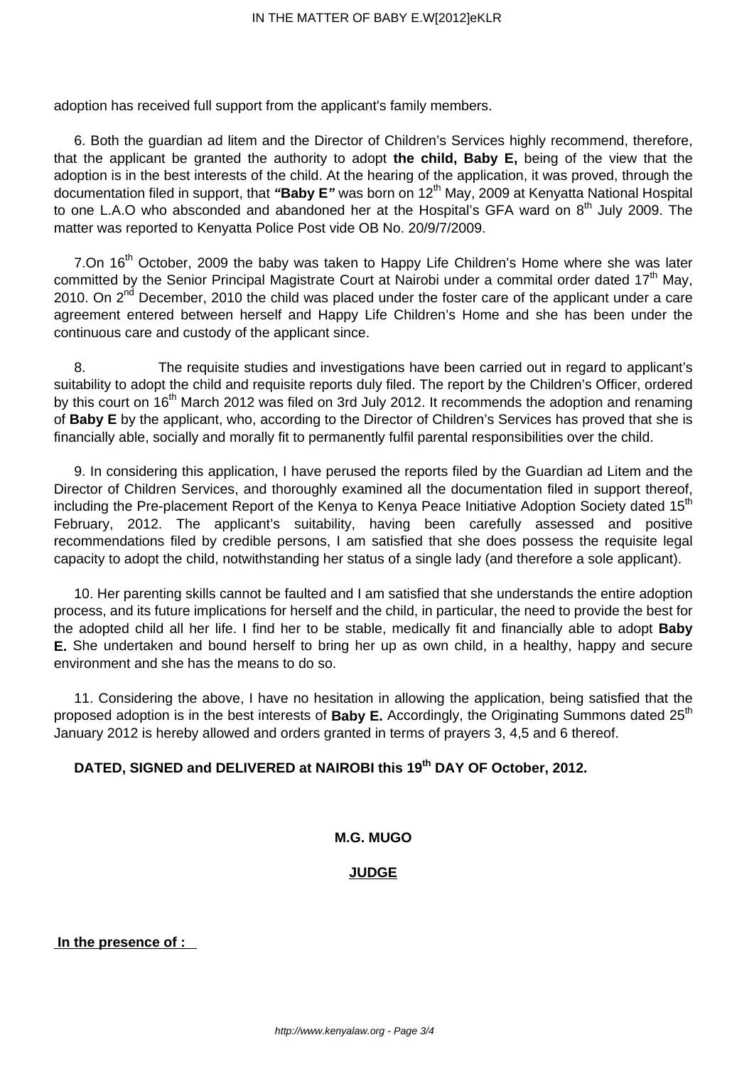adoption has received full support from the applicant's family members.

6. Both the guardian ad litem and the Director of Children's Services highly recommend, therefore, that the applicant be granted the authority to adopt **the child, Baby E,** being of the view that the adoption is in the best interests of the child. At the hearing of the application, it was proved, through the documentation filed in support, that **"Baby E"** was born on 12th May, 2009 at Kenyatta National Hospital to one L.A.O who absconded and abandoned her at the Hospital's GFA ward on 8th July 2009. The matter was reported to Kenyatta Police Post vide OB No. 20/9/7/2009.

7.On 16th October, 2009 the baby was taken to Happy Life Children's Home where she was later committed by the Senior Principal Magistrate Court at Nairobi under a commital order dated 17th May, 2010. On 2nd December, 2010 the child was placed under the foster care of the applicant under a care agreement entered between herself and Happy Life Children's Home and she has been under the continuous care and custody of the applicant since.

8. The requisite studies and investigations have been carried out in regard to applicant's suitability to adopt the child and requisite reports duly filed. The report by the Children's Officer, ordered by this court on 16th March 2012 was filed on 3rd July 2012. It recommends the adoption and renaming of **Baby E** by the applicant, who, according to the Director of Children's Services has proved that she is financially able, socially and morally fit to permanently fulfil parental responsibilities over the child.

9. In considering this application, I have perused the reports filed by the Guardian ad Litem and the Director of Children Services, and thoroughly examined all the documentation filed in support thereof, including the Pre-placement Report of the Kenya to Kenya Peace Initiative Adoption Society dated 15th February, 2012. The applicant's suitability, having been carefully assessed and positive recommendations filed by credible persons, I am satisfied that she does possess the requisite legal capacity to adopt the child, notwithstanding her status of a single lady (and therefore a sole applicant).

10. Her parenting skills cannot be faulted and I am satisfied that she understands the entire adoption process, and its future implications for herself and the child, in particular, the need to provide the best for the adopted child all her life. I find her to be stable, medically fit and financially able to adopt **Baby E.** She undertaken and bound herself to bring her up as own child, in a healthy, happy and secure environment and she has the means to do so.

11. Considering the above, I have no hesitation in allowing the application, being satisfied that the proposed adoption is in the best interests of **Baby E.** Accordingly, the Originating Summons dated 25th January 2012 is hereby allowed and orders granted in terms of prayers 3, 4,5 and 6 thereof.

**DATED, SIGNED and DELIVERED at NAIROBI this 19th DAY OF October, 2012.**

**M.G. MUGO**

**JUDGE**

**In the presence of :**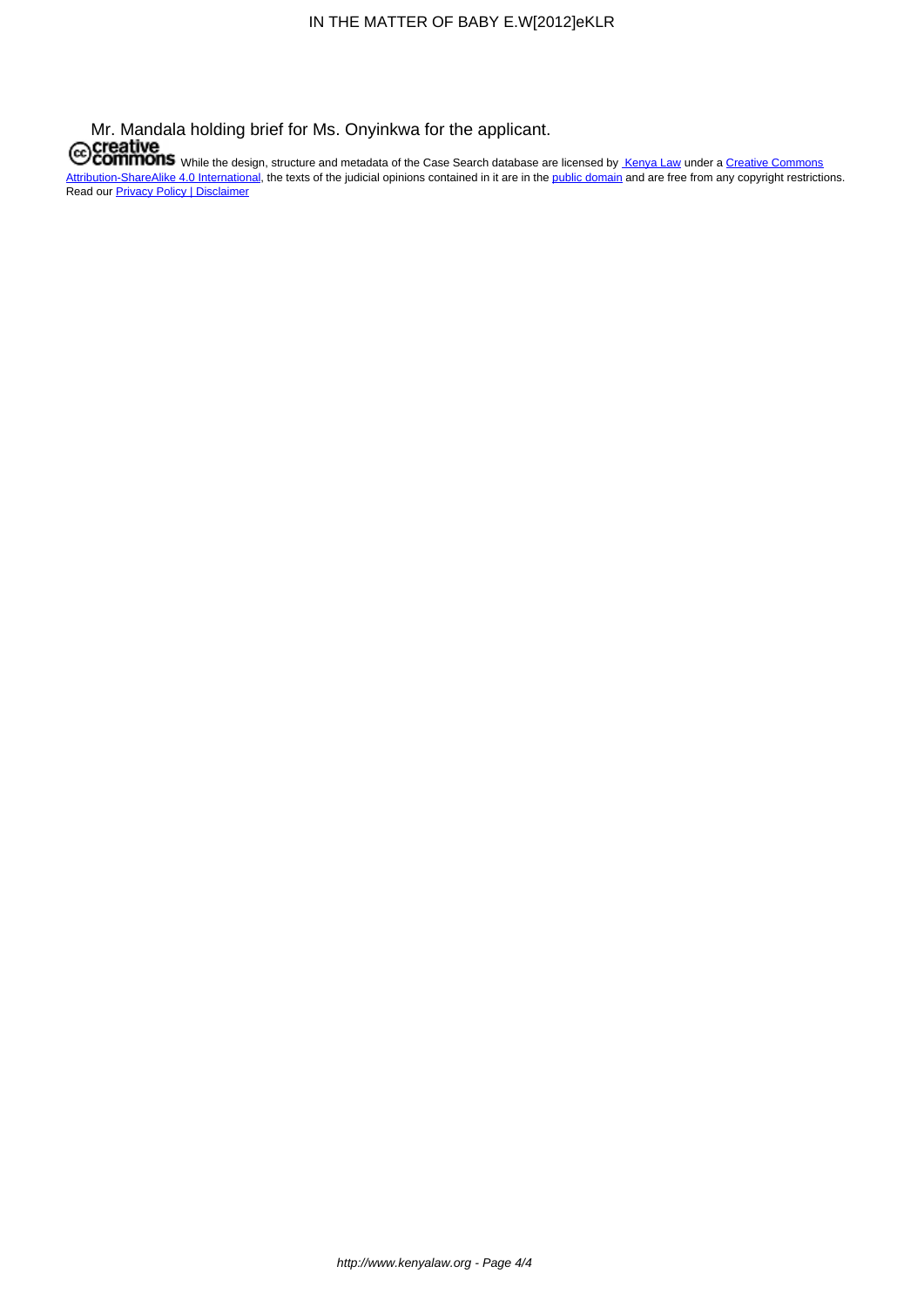Mr. Mandala holding brief for Ms. Onyinkwa for the applicant.

While the design, structure and metadata of the Case Search database are licensed by Kenya Law under a Creative Commons Attribution-ShareAlike 4.0 International, the texts of the judicial opinions contained in it are in the public domain and are free from any copyright restrictions. Read our Privacy Policy | Disclaimer